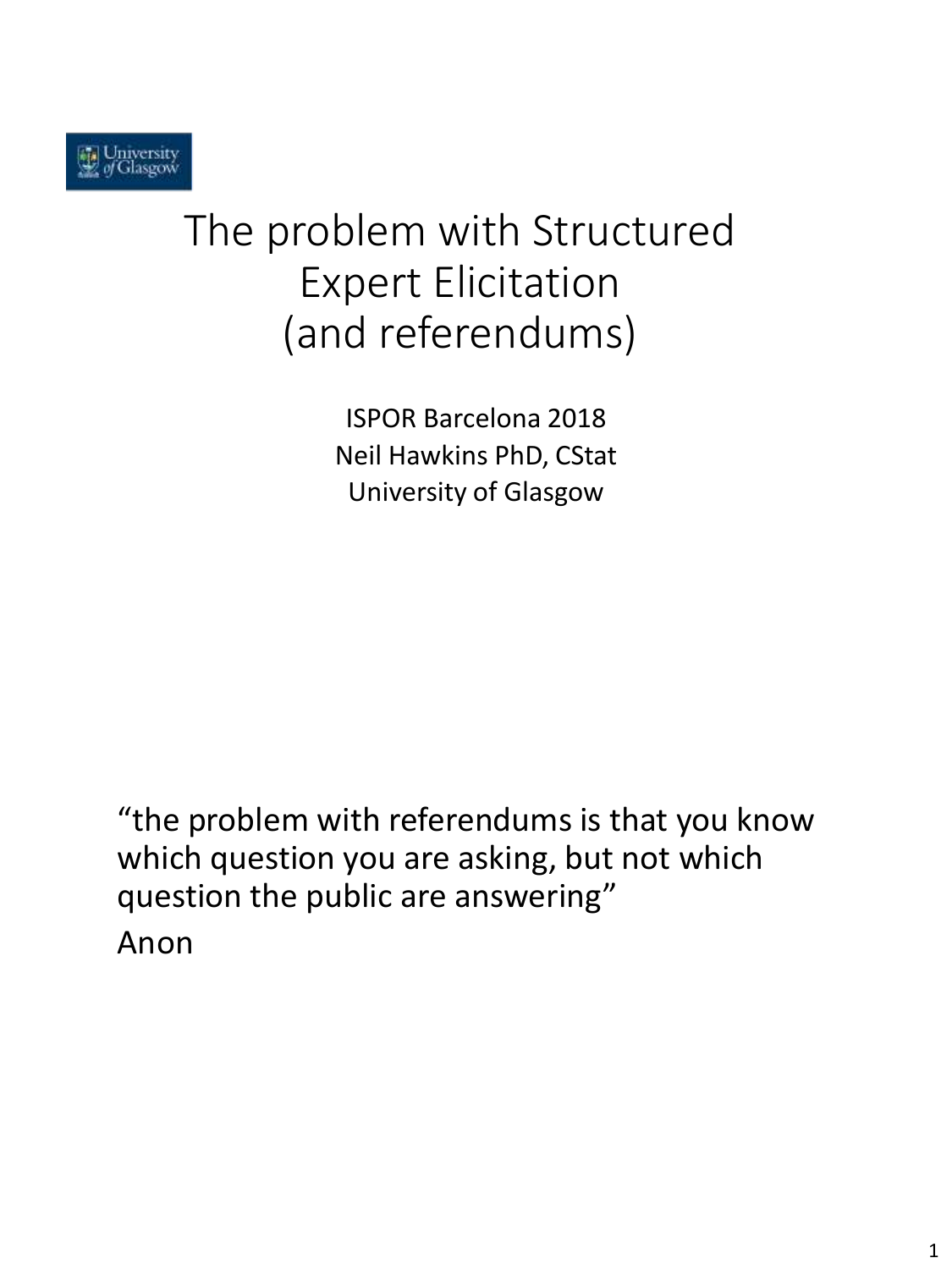University of Glasgow

# The problem with Structured Expert Elicitation (and referendums)

ISPOR Barcelona 2018
Neil Hawkins PhD, CStat
University of Glasgow

"the problem with referendums is that you know which question you are asking, but not which question the public are answering"

Anon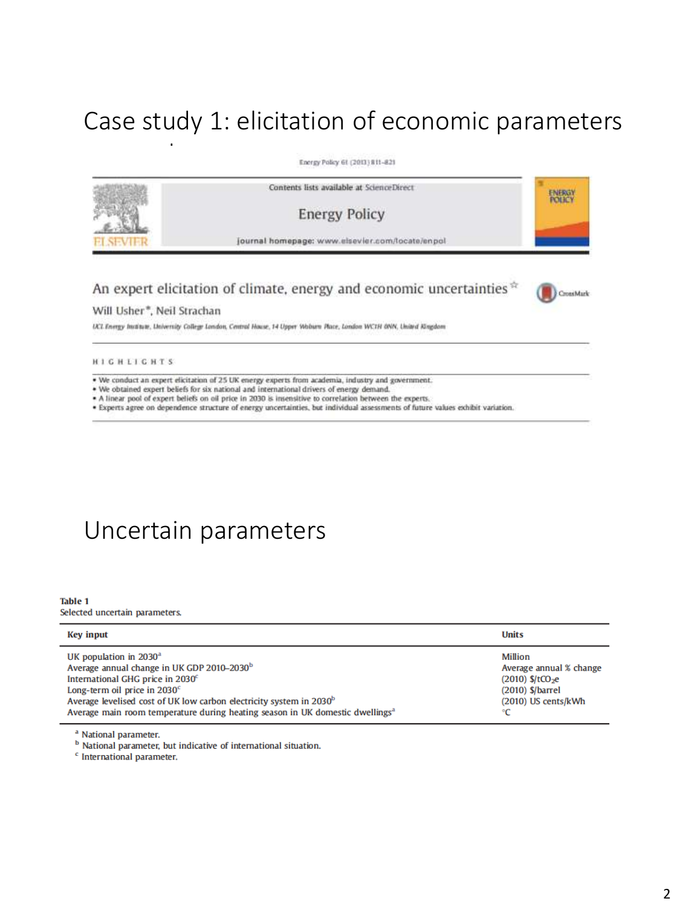# Case study 1: elicitation of economic parameters

Energy Policy 61 (2013) 811–821

Contents lists available at ScienceDirect

Energy Policy

journal homepage: www.elsevier.com/locate/enpol

## An expert elicitation of climate, energy and economic uncertainties

Will Usher*, Neil Strachan

UCL Energy Institute, University College London, Central House, 14 Upper Woburn Place, London WC1H 0NN, United Kingdom

HIGHLIGHTS

- We conduct an expert elicitation of 25 UK energy experts from academia, industry and government.
- We obtained expert beliefs for six national and international drivers of energy demand.
- A linear pool of expert beliefs on oil price in 2030 is insensitive to correlation between the experts.
- Experts agree on dependence structure of energy uncertainties, but individual assessments of future values exhibit variation.

# Uncertain parameters

**Table 1**
Selected uncertain parameters.

| Key input | Units |
|---|---|
| UK population in 2030[a] | Million |
| Average annual change in UK GDP 2010–2030[b] | Average annual % change |
| International GHG price in 2030[c] | (2010) $/t$CO_2$e |
| Long-term oil price in 2030[c] | (2010) $/barrel |
| Average levelised cost of UK low carbon electricity system in 2030[b] | (2010) US cents/kWh |
| Average main room temperature during heating season in UK domestic dwellings[a] | °C |

[a] National parameter.
[b] National parameter, but indicative of international situation.
[c] International parameter.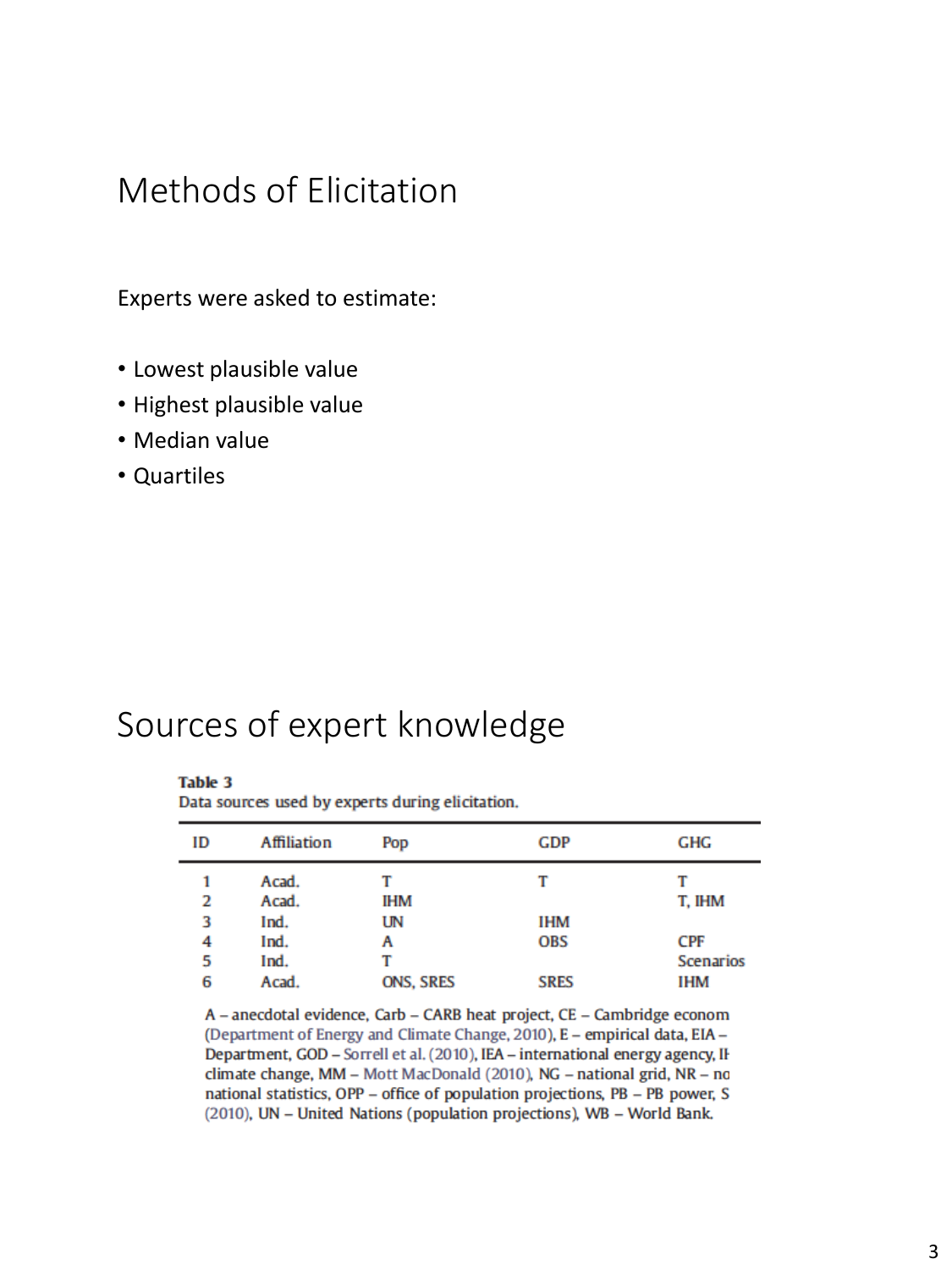# Methods of Elicitation

Experts were asked to estimate:

- Lowest plausible value
- Highest plausible value
- Median value
- Quartiles

# Sources of expert knowledge

**Table 3**
Data sources used by experts during elicitation.

| ID | Affiliation | Pop | GDP | GHG |
|---|---|---|---|---|
| 1 | Acad. | T | T | T |
| 2 | Acad. | IHM | | T, IHM |
| 3 | Ind. | UN | IHM | |
| 4 | Ind. | A | OBS | CPF |
| 5 | Ind. | T | | Scenarios |
| 6 | Acad. | ONS, SRES | SRES | IHM |

A – anecdotal evidence, Carb – CARB heat project, CE – Cambridge econom (Department of Energy and Climate Change, 2010), E – empirical data, EIA – Department, GOD – Sorrell et al. (2010), IEA – international energy agency, IH climate change, MM – Mott MacDonald (2010), NG – national grid, NR – no national statistics, OPP – office of population projections, PB – PB power, S (2010), UN – United Nations (population projections), WB – World Bank.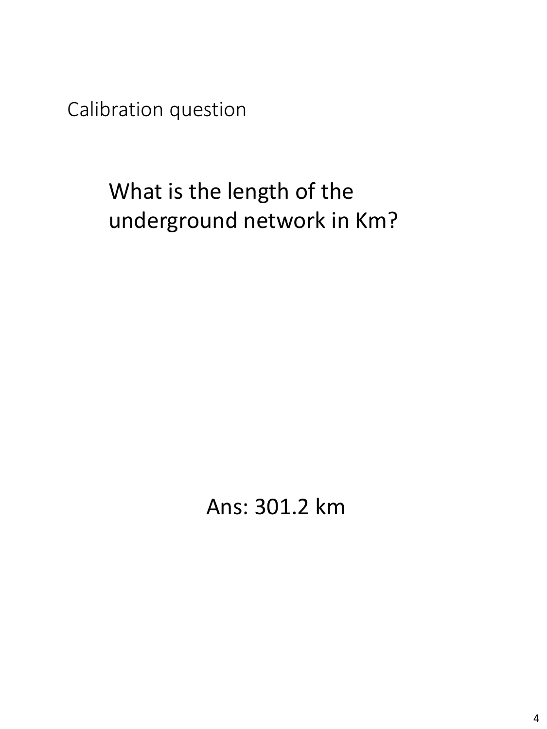Calibration question

## What is the length of the underground network in Km?

Ans: 301.2 km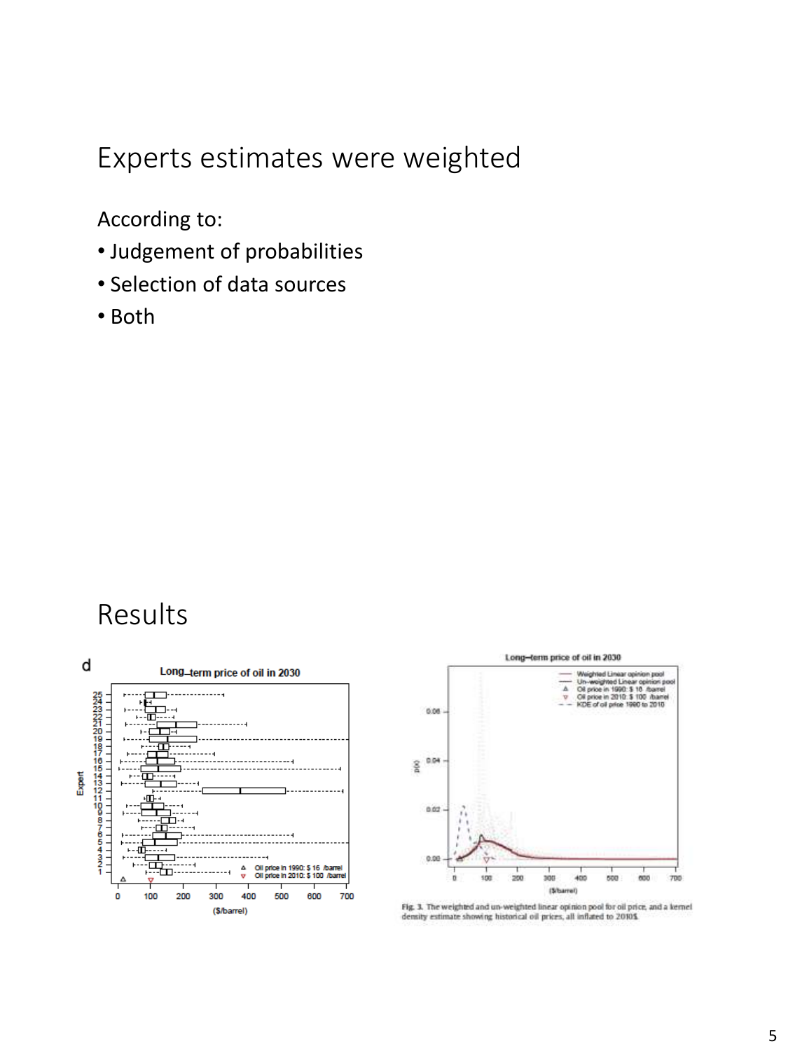# Experts estimates were weighted

According to:

- Judgement of probabilities
- Selection of data sources
- Both

# Results

Fig. 3. The weighted and un-weighted linear opinion pool for oil price, and a kernel density estimate showing historical oil prices, all inflated to 2010$.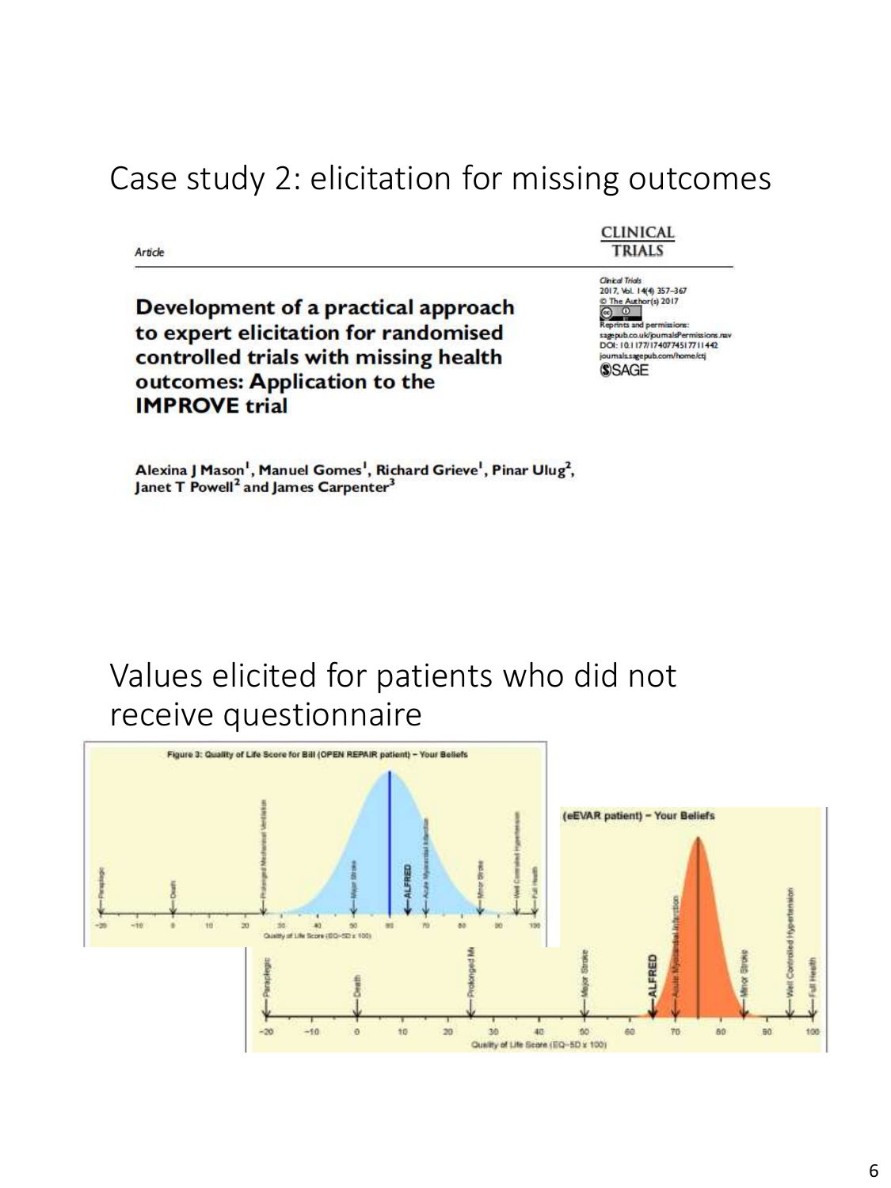# Case study 2: elicitation for missing outcomes

*Article*

**CLINICAL TRIALS**

Clinical Trials
2017, Vol. 14(4) 357–367
© The Author(s) 2017
Reprints and permissions:
sagepub.co.uk/journalsPermissions.nav
DOI: 10.1177/1740774517711442
journals.sagepub.com/home/ctj
SAGE

**Development of a practical approach to expert elicitation for randomised controlled trials with missing health outcomes: Application to the IMPROVE trial**

**Alexina J Mason[1], Manuel Gomes[1], Richard Grieve[1], Pinar Ulug[2], Janet T Powell[2] and James Carpenter[3]**

# Values elicited for patients who did not receive questionnaire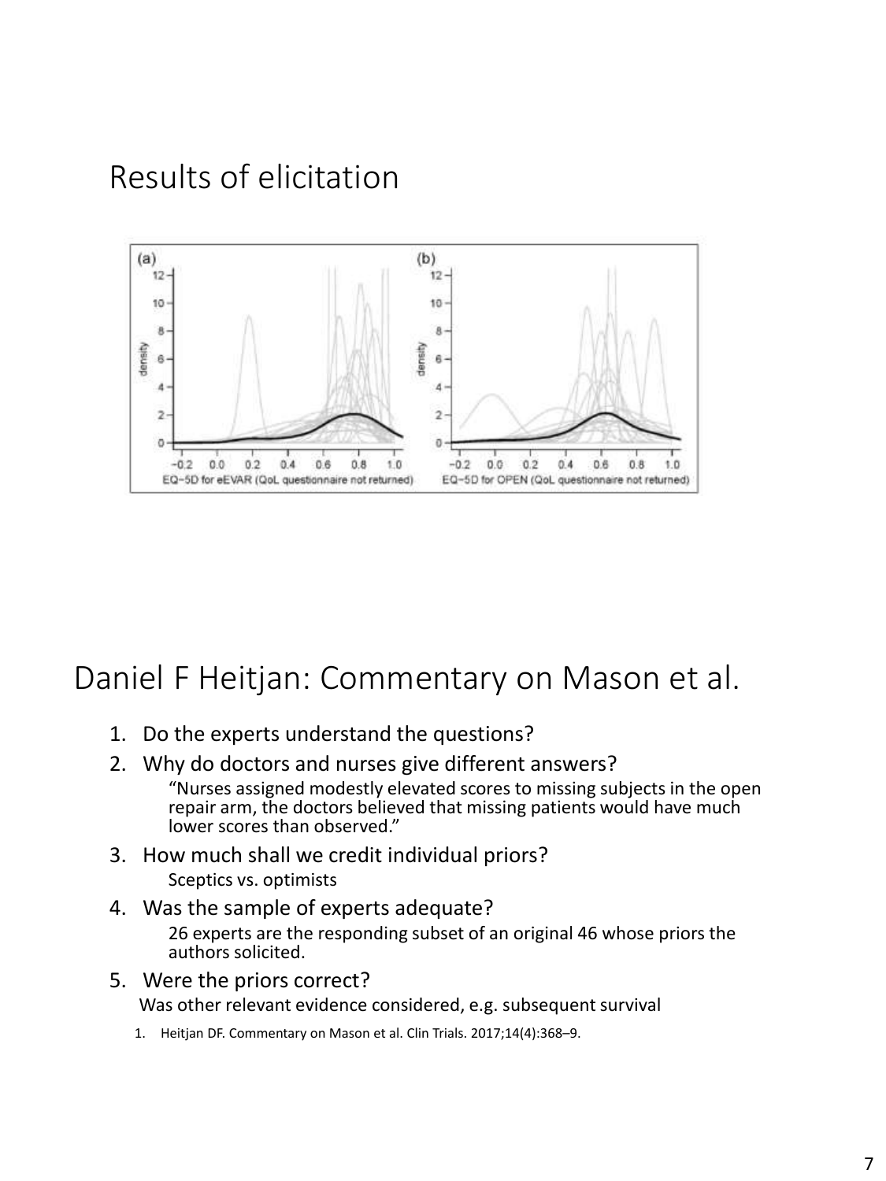# Results of elicitation

# Daniel F Heitjan: Commentary on Mason et al.

1. Do the experts understand the questions?
2. Why do doctors and nurses give different answers?

   "Nurses assigned modestly elevated scores to missing subjects in the open repair arm, the doctors believed that missing patients would have much lower scores than observed."
3. How much shall we credit individual priors?

   Sceptics vs. optimists
4. Was the sample of experts adequate?

   26 experts are the responding subset of an original 46 whose priors the authors solicited.
5. Were the priors correct?

   Was other relevant evidence considered, e.g. subsequent survival

1. Heitjan DF. Commentary on Mason et al. Clin Trials. 2017;14(4):368–9.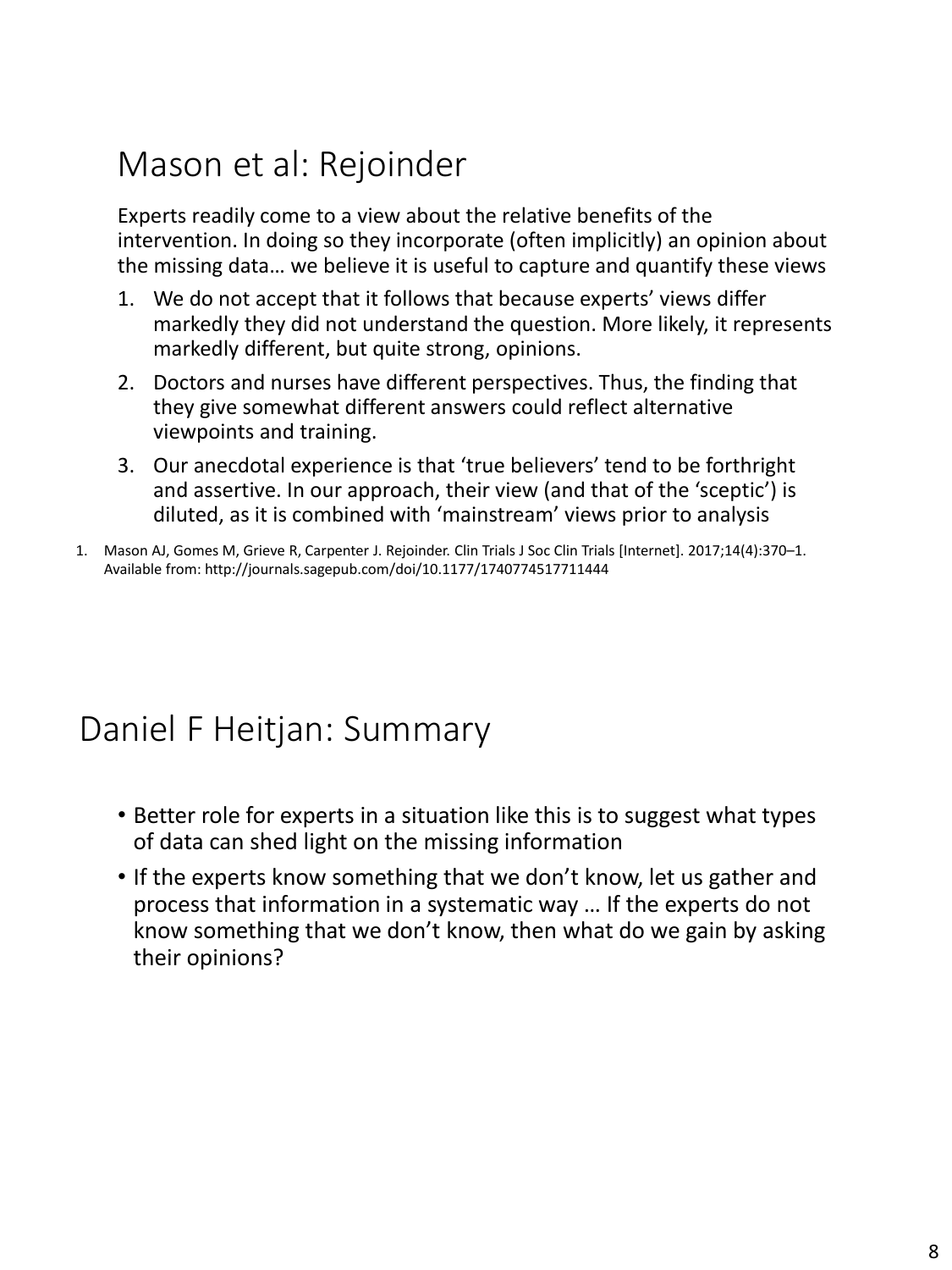## Mason et al: Rejoinder

Experts readily come to a view about the relative benefits of the intervention. In doing so they incorporate (often implicitly) an opinion about the missing data… we believe it is useful to capture and quantify these views

1. We do not accept that it follows that because experts' views differ markedly they did not understand the question. More likely, it represents markedly different, but quite strong, opinions.
2. Doctors and nurses have different perspectives. Thus, the finding that they give somewhat different answers could reflect alternative viewpoints and training.
3. Our anecdotal experience is that 'true believers' tend to be forthright and assertive. In our approach, their view (and that of the 'sceptic') is diluted, as it is combined with 'mainstream' views prior to analysis

1. Mason AJ, Gomes M, Grieve R, Carpenter J. Rejoinder. Clin Trials J Soc Clin Trials [Internet]. 2017;14(4):370–1. Available from: http://journals.sagepub.com/doi/10.1177/1740774517711444

## Daniel F Heitjan: Summary

- Better role for experts in a situation like this is to suggest what types of data can shed light on the missing information
- If the experts know something that we don't know, let us gather and process that information in a systematic way … If the experts do not know something that we don't know, then what do we gain by asking their opinions?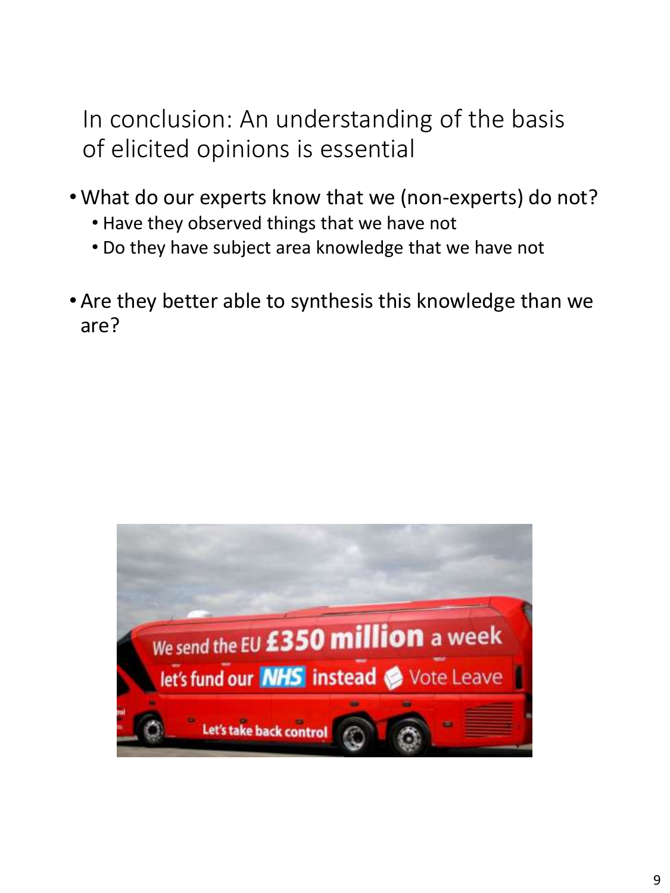# In conclusion: An understanding of the basis of elicited opinions is essential

- What do our experts know that we (non-experts) do not?
  - Have they observed things that we have not
  - Do they have subject area knowledge that we have not
- Are they better able to synthesis this knowledge than we are?